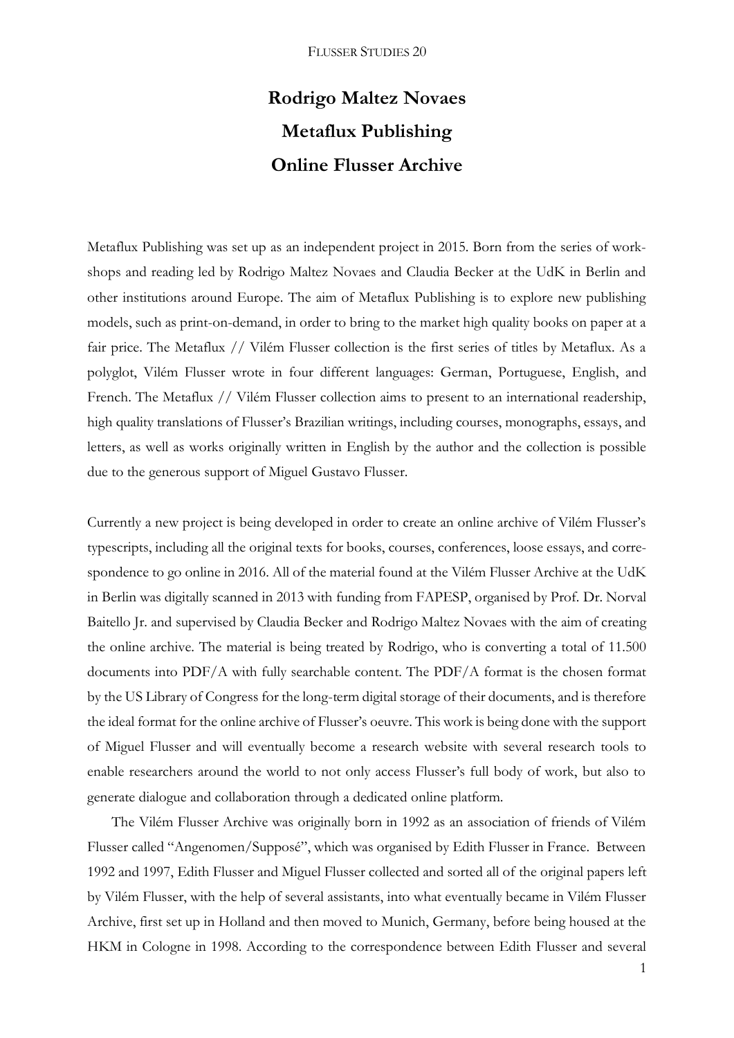# Rodrigo Maltez Novaes
# Metaflux Publishing
# Online Flusser Archive

Metaflux Publishing was set up as an independent project in 2015. Born from the series of workshops and reading led by Rodrigo Maltez Novaes and Claudia Becker at the UdK in Berlin and other institutions around Europe. The aim of Metaflux Publishing is to explore new publishing models, such as print-on-demand, in order to bring to the market high quality books on paper at a fair price. The Metaflux // Vilém Flusser collection is the first series of titles by Metaflux. As a polyglot, Vilém Flusser wrote in four different languages: German, Portuguese, English, and French. The Metaflux // Vilém Flusser collection aims to present to an international readership, high quality translations of Flusser's Brazilian writings, including courses, monographs, essays, and letters, as well as works originally written in English by the author and the collection is possible due to the generous support of Miguel Gustavo Flusser.

Currently a new project is being developed in order to create an online archive of Vilém Flusser's typescripts, including all the original texts for books, courses, conferences, loose essays, and correspondence to go online in 2016. All of the material found at the Vilém Flusser Archive at the UdK in Berlin was digitally scanned in 2013 with funding from FAPESP, organised by Prof. Dr. Norval Baitello Jr. and supervised by Claudia Becker and Rodrigo Maltez Novaes with the aim of creating the online archive. The material is being treated by Rodrigo, who is converting a total of 11.500 documents into PDF/A with fully searchable content. The PDF/A format is the chosen format by the US Library of Congress for the long-term digital storage of their documents, and is therefore the ideal format for the online archive of Flusser's oeuvre. This work is being done with the support of Miguel Flusser and will eventually become a research website with several research tools to enable researchers around the world to not only access Flusser's full body of work, but also to generate dialogue and collaboration through a dedicated online platform.

The Vilém Flusser Archive was originally born in 1992 as an association of friends of Vilém Flusser called "Angenomen/Supposé", which was organised by Edith Flusser in France. Between 1992 and 1997, Edith Flusser and Miguel Flusser collected and sorted all of the original papers left by Vilém Flusser, with the help of several assistants, into what eventually became in Vilém Flusser Archive, first set up in Holland and then moved to Munich, Germany, before being housed at the HKM in Cologne in 1998. According to the correspondence between Edith Flusser and several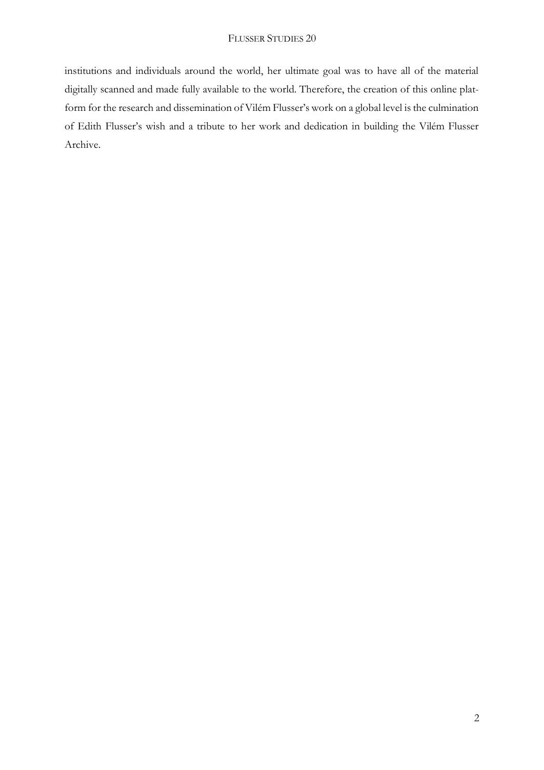institutions and individuals around the world, her ultimate goal was to have all of the material digitally scanned and made fully available to the world. Therefore, the creation of this online platform for the research and dissemination of Vilém Flusser's work on a global level is the culmination of Edith Flusser's wish and a tribute to her work and dedication in building the Vilém Flusser Archive.